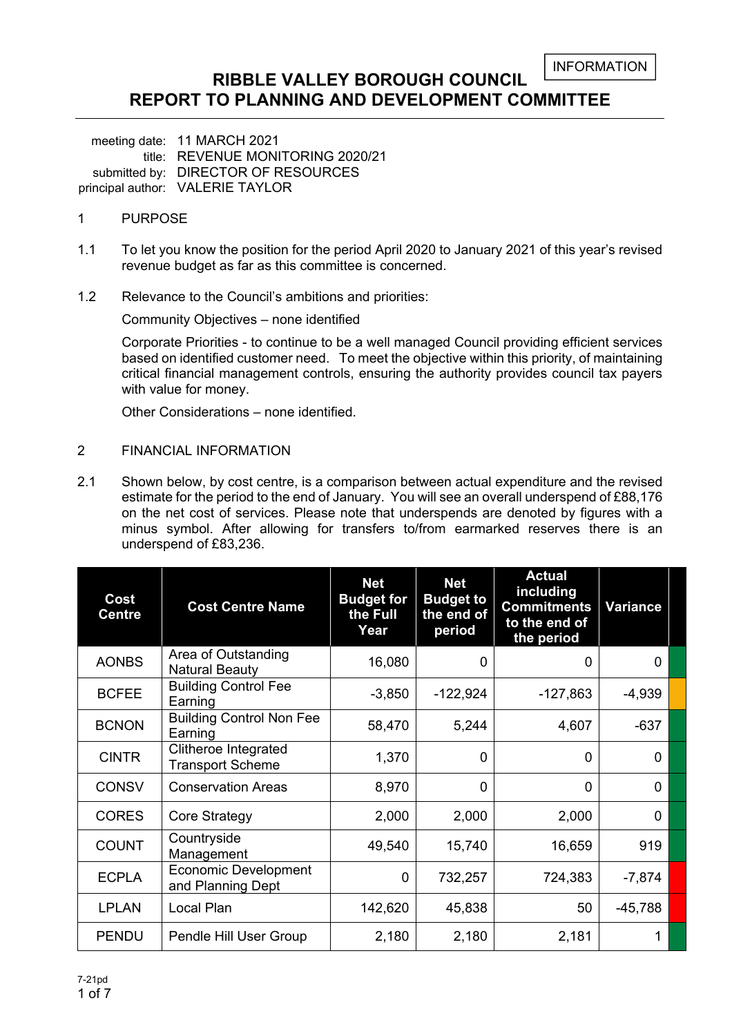INFORMATION

# RIBBLE VALLEY BOROUGH COUNCIL
# REPORT TO PLANNING AND DEVELOPMENT COMMITTEE

meeting date: 11 MARCH 2021
title: REVENUE MONITORING 2020/21
submitted by: DIRECTOR OF RESOURCES
principal author: VALERIE TAYLOR

1 PURPOSE

1.1 To let you know the position for the period April 2020 to January 2021 of this year's revised revenue budget as far as this committee is concerned.

1.2 Relevance to the Council's ambitions and priorities:

Community Objectives – none identified

Corporate Priorities - to continue to be a well managed Council providing efficient services based on identified customer need. To meet the objective within this priority, of maintaining critical financial management controls, ensuring the authority provides council tax payers with value for money.

Other Considerations – none identified.

2 FINANCIAL INFORMATION

2.1 Shown below, by cost centre, is a comparison between actual expenditure and the revised estimate for the period to the end of January. You will see an overall underspend of £88,176 on the net cost of services. Please note that underspends are denoted by figures with a minus symbol. After allowing for transfers to/from earmarked reserves there is an underspend of £83,236.

| Cost Centre | Cost Centre Name | Net Budget for the Full Year | Net Budget to the end of period | Actual including Commitments to the end of the period | Variance | |
|---|---|---|---|---|---|---|
| AONBS | Area of Outstanding Natural Beauty | 16,080 | 0 | 0 | 0 | Green |
| BCFEE | Building Control Fee Earning | -3,850 | -122,924 | -127,863 | -4,939 | Amber |
| BCNON | Building Control Non Fee Earning | 58,470 | 5,244 | 4,607 | -637 | Green |
| CINTR | Clitheroe Integrated Transport Scheme | 1,370 | 0 | 0 | 0 | Green |
| CONSV | Conservation Areas | 8,970 | 0 | 0 | 0 | Green |
| CORES | Core Strategy | 2,000 | 2,000 | 2,000 | 0 | Green |
| COUNT | Countryside Management | 49,540 | 15,740 | 16,659 | 919 | Green |
| ECPLA | Economic Development and Planning Dept | 0 | 732,257 | 724,383 | -7,874 | Red |
| LPLAN | Local Plan | 142,620 | 45,838 | 50 | -45,788 | Red |
| PENDU | Pendle Hill User Group | 2,180 | 2,180 | 2,181 | 1 | Green |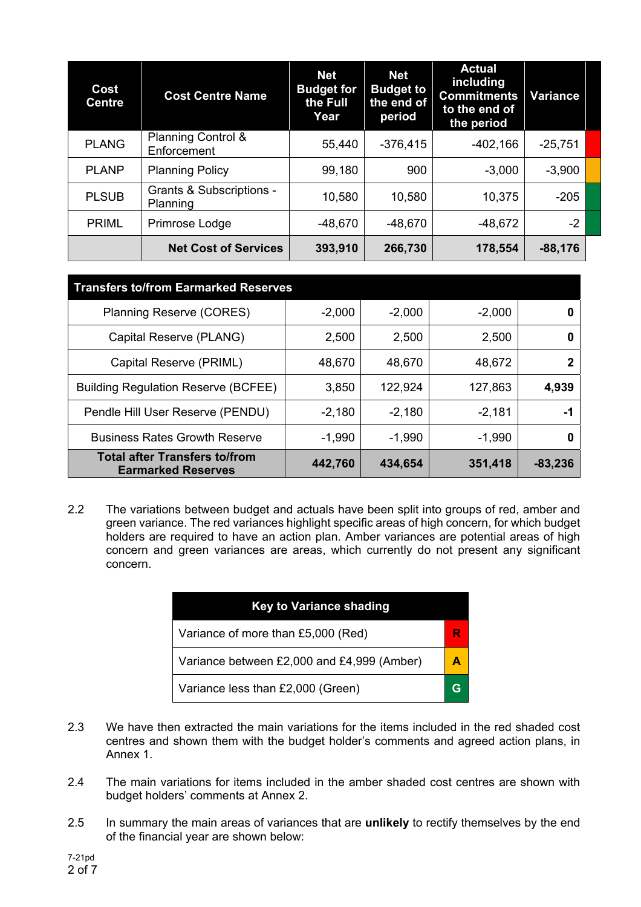| Cost Centre | Cost Centre Name | Net Budget for the Full Year | Net Budget to the end of period | Actual including Commitments to the end of the period | Variance | |
|---|---|---|---|---|---|---|
| PLANG | Planning Control & Enforcement | 55,440 | -376,415 | -402,166 | -25,751 | Red |
| PLANP | Planning Policy | 99,180 | 900 | -3,000 | -3,900 | Amber |
| PLSUB | Grants & Subscriptions - Planning | 10,580 | 10,580 | 10,375 | -205 | Green |
| PRIML | Primrose Lodge | -48,670 | -48,670 | -48,672 | -2 | Green |
| | **Net Cost of Services** | **393,910** | **266,730** | **178,554** | **-88,176** | |

| Transfers to/from Earmarked Reserves | | | | |
|---|---|---|---|---|
| Planning Reserve (CORES) | -2,000 | -2,000 | -2,000 | **0** |
| Capital Reserve (PLANG) | 2,500 | 2,500 | 2,500 | **0** |
| Capital Reserve (PRIML) | 48,670 | 48,670 | 48,672 | **2** |
| Building Regulation Reserve (BCFEE) | 3,850 | 122,924 | 127,863 | **4,939** |
| Pendle Hill User Reserve (PENDU) | -2,180 | -2,180 | -2,181 | **-1** |
| Business Rates Growth Reserve | -1,990 | -1,990 | -1,990 | **0** |
| **Total after Transfers to/from Earmarked Reserves** | **442,760** | **434,654** | **351,418** | **-83,236** |

2.2 The variations between budget and actuals have been split into groups of red, amber and green variance. The red variances highlight specific areas of high concern, for which budget holders are required to have an action plan. Amber variances are potential areas of high concern and green variances are areas, which currently do not present any significant concern.

| Key to Variance shading | |
|---|---|
| Variance of more than £5,000 (Red) | R |
| Variance between £2,000 and £4,999 (Amber) | A |
| Variance less than £2,000 (Green) | G |

2.3 We have then extracted the main variations for the items included in the red shaded cost centres and shown them with the budget holder's comments and agreed action plans, in Annex 1.

2.4 The main variations for items included in the amber shaded cost centres are shown with budget holders' comments at Annex 2.

2.5 In summary the main areas of variances that are **unlikely** to rectify themselves by the end of the financial year are shown below: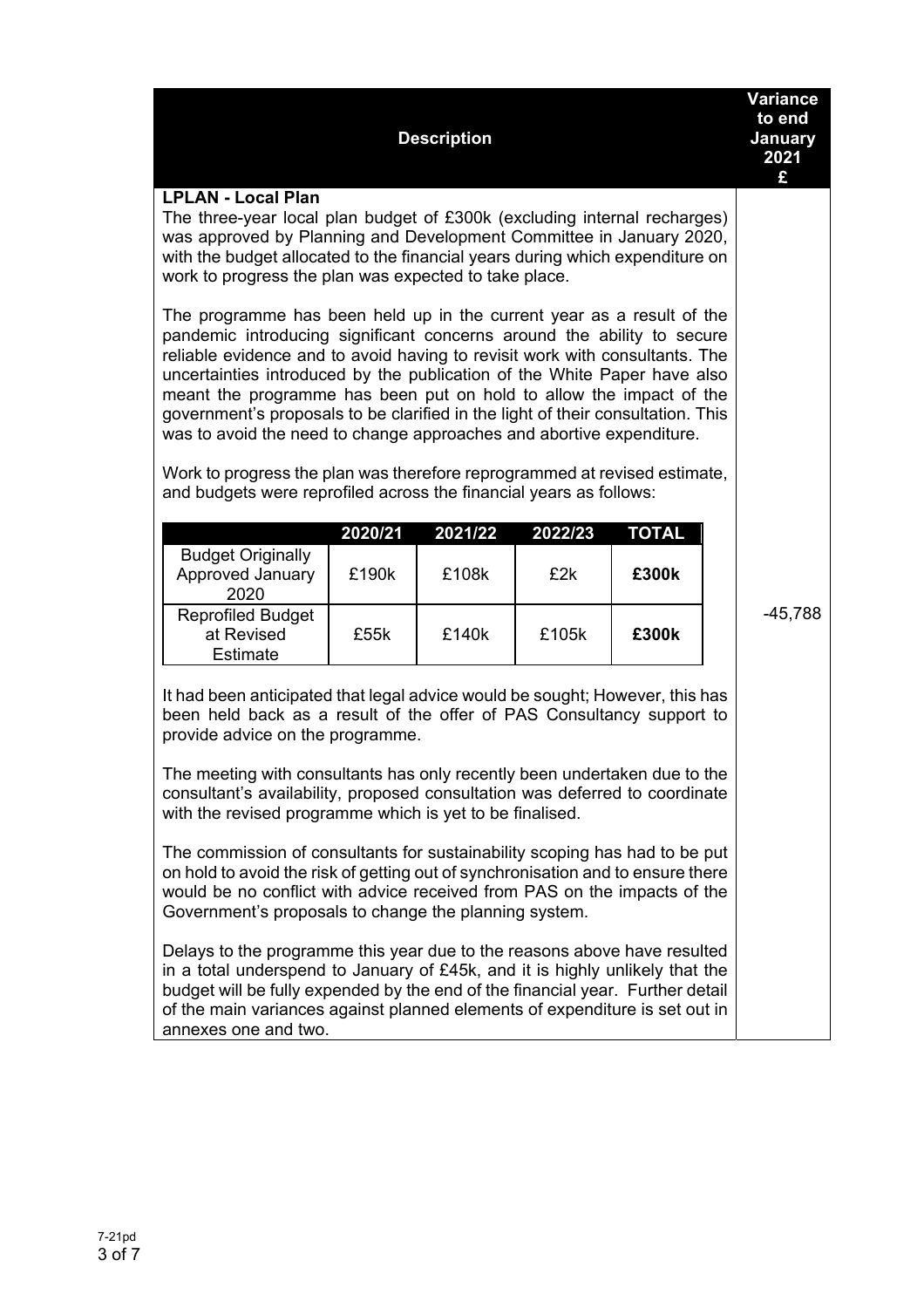| Description | Variance to end January 2021 £ |
|---|---|
| **LPLAN - Local Plan**<br>The three-year local plan budget of £300k (excluding internal recharges) was approved by Planning and Development Committee in January 2020, with the budget allocated to the financial years during which expenditure on work to progress the plan was expected to take place.<br><br>The programme has been held up in the current year as a result of the pandemic introducing significant concerns around the ability to secure reliable evidence and to avoid having to revisit work with consultants. The uncertainties introduced by the publication of the White Paper have also meant the programme has been put on hold to allow the impact of the government's proposals to be clarified in the light of their consultation. This was to avoid the need to change approaches and abortive expenditure.<br><br>Work to progress the plan was therefore reprogrammed at revised estimate, and budgets were reprofiled across the financial years as follows: | -45,788 |

| | 2020/21 | 2021/22 | 2022/23 | TOTAL |
|---|---|---|---|---|
| Budget Originally Approved January 2020 | £190k | £108k | £2k | **£300k** |
| Reprofiled Budget at Revised Estimate | £55k | £140k | £105k | **£300k** |

It had been anticipated that legal advice would be sought; However, this has been held back as a result of the offer of PAS Consultancy support to provide advice on the programme.

The meeting with consultants has only recently been undertaken due to the consultant's availability, proposed consultation was deferred to coordinate with the revised programme which is yet to be finalised.

The commission of consultants for sustainability scoping has had to be put on hold to avoid the risk of getting out of synchronisation and to ensure there would be no conflict with advice received from PAS on the impacts of the Government's proposals to change the planning system.

Delays to the programme this year due to the reasons above have resulted in a total underspend to January of £45k, and it is highly unlikely that the budget will be fully expended by the end of the financial year. Further detail of the main variances against planned elements of expenditure is set out in annexes one and two.

7-21pd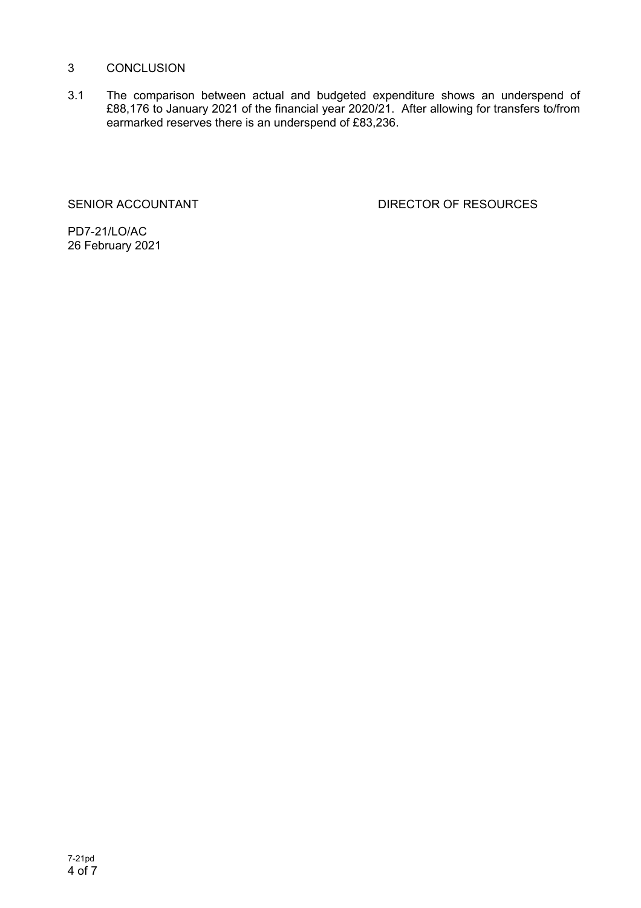## 3 CONCLUSION

3.1 The comparison between actual and budgeted expenditure shows an underspend of £88,176 to January 2021 of the financial year 2020/21. After allowing for transfers to/from earmarked reserves there is an underspend of £83,236.

SENIOR ACCOUNTANT DIRECTOR OF RESOURCES

PD7-21/LO/AC
26 February 2021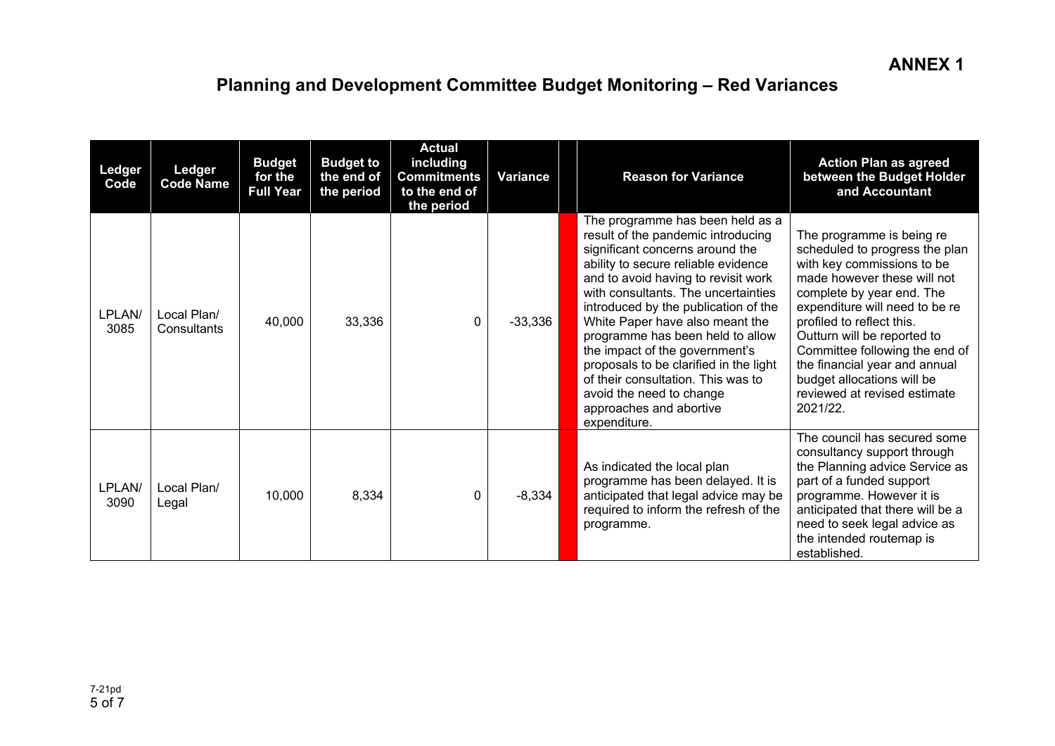# ANNEX 1

## Planning and Development Committee Budget Monitoring – Red Variances

| Ledger Code | Ledger Code Name | Budget for the Full Year | Budget to the end of the period | Actual including Commitments to the end of the period | Variance | | Reason for Variance | Action Plan as agreed between the Budget Holder and Accountant |
|---|---|---|---|---|---|---|---|---|
| LPLAN/ 3085 | Local Plan/ Consultants | 40,000 | 33,336 | 0 | -33,336 | | The programme has been held as a result of the pandemic introducing significant concerns around the ability to secure reliable evidence and to avoid having to revisit work with consultants. The uncertainties introduced by the publication of the White Paper have also meant the programme has been held to allow the impact of the government's proposals to be clarified in the light of their consultation. This was to avoid the need to change approaches and abortive expenditure. | The programme is being re scheduled to progress the plan with key commissions to be made however these will not complete by year end. The expenditure will need to be re profiled to reflect this. Outturn will be reported to Committee following the end of the financial year and annual budget allocations will be reviewed at revised estimate 2021/22. |
| LPLAN/ 3090 | Local Plan/ Legal | 10,000 | 8,334 | 0 | -8,334 | | As indicated the local plan programme has been delayed. It is anticipated that legal advice may be required to inform the refresh of the programme. | The council has secured some consultancy support through the Planning advice Service as part of a funded support programme. However it is anticipated that there will be a need to seek legal advice as the intended routemap is established. |

7-21pd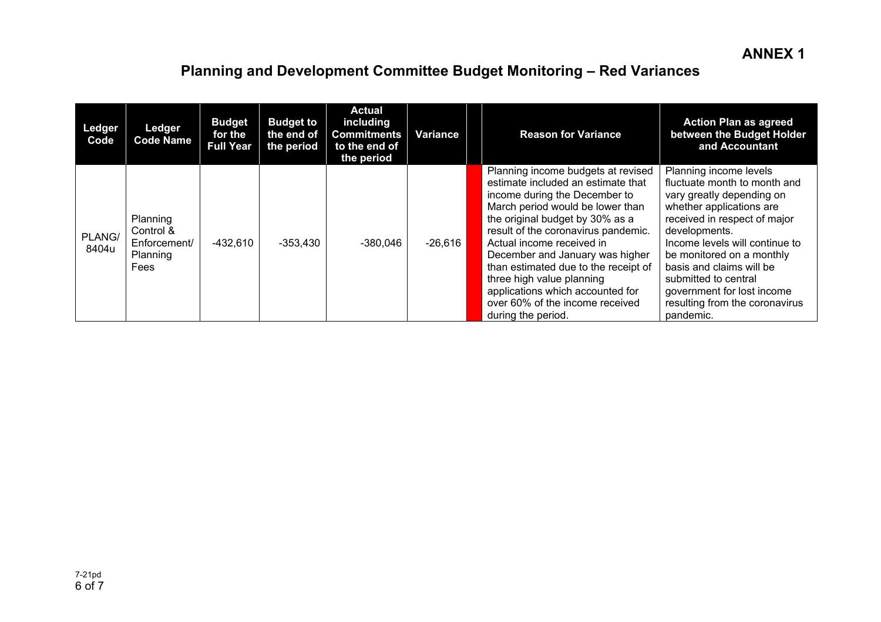**ANNEX 1**

# Planning and Development Committee Budget Monitoring – Red Variances

| Ledger Code | Ledger Code Name | Budget for the Full Year | Budget to the end of the period | Actual including Commitments to the end of the period | Variance | | Reason for Variance | Action Plan as agreed between the Budget Holder and Accountant |
|---|---|---|---|---|---|---|---|---|
| PLANG/ 8404u | Planning Control & Enforcement/ Planning Fees | -432,610 | -353,430 | -380,046 | -26,616 | | Planning income budgets at revised estimate included an estimate that income during the December to March period would be lower than the original budget by 30% as a result of the coronavirus pandemic. Actual income received in December and January was higher than estimated due to the receipt of three high value planning applications which accounted for over 60% of the income received during the period. | Planning income levels fluctuate month to month and vary greatly depending on whether applications are received in respect of major developments. Income levels will continue to be monitored on a monthly basis and claims will be submitted to central government for lost income resulting from the coronavirus pandemic. |

7-21pd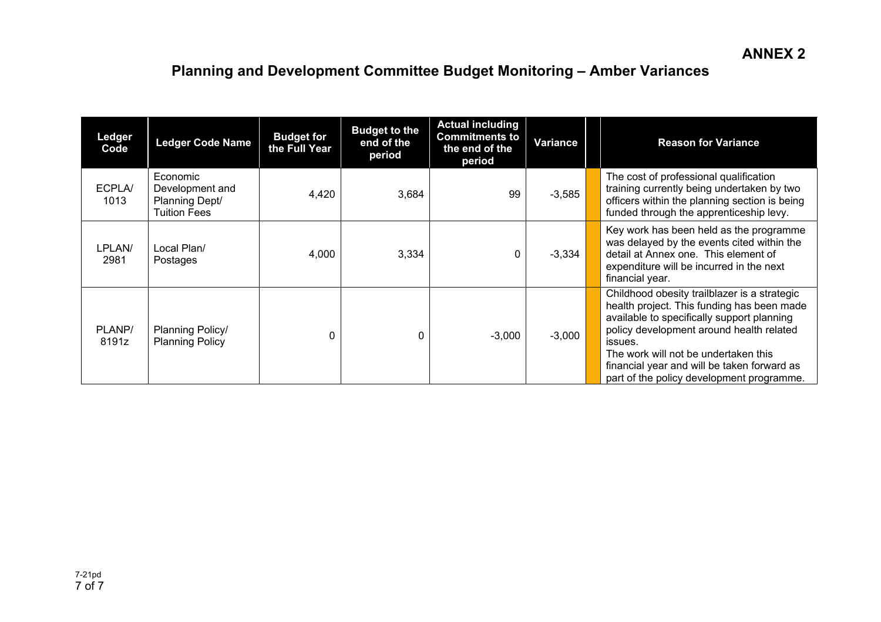**ANNEX 2**

# Planning and Development Committee Budget Monitoring – Amber Variances

| Ledger Code | Ledger Code Name | Budget for the Full Year | Budget to the end of the period | Actual including Commitments to the end of the period | Variance | | Reason for Variance |
|---|---|---|---|---|---|---|---|
| ECPLA/ 1013 | Economic Development and Planning Dept/ Tuition Fees | 4,420 | 3,684 | 99 | -3,585 | | The cost of professional qualification training currently being undertaken by two officers within the planning section is being funded through the apprenticeship levy. |
| LPLAN/ 2981 | Local Plan/ Postages | 4,000 | 3,334 | 0 | -3,334 | | Key work has been held as the programme was delayed by the events cited within the detail at Annex one. This element of expenditure will be incurred in the next financial year. |
| PLANP/ 8191z | Planning Policy/ Planning Policy | 0 | 0 | -3,000 | -3,000 | | Childhood obesity trailblazer is a strategic health project. This funding has been made available to specifically support planning policy development around health related issues. The work will not be undertaken this financial year and will be taken forward as part of the policy development programme. |

7-21pd